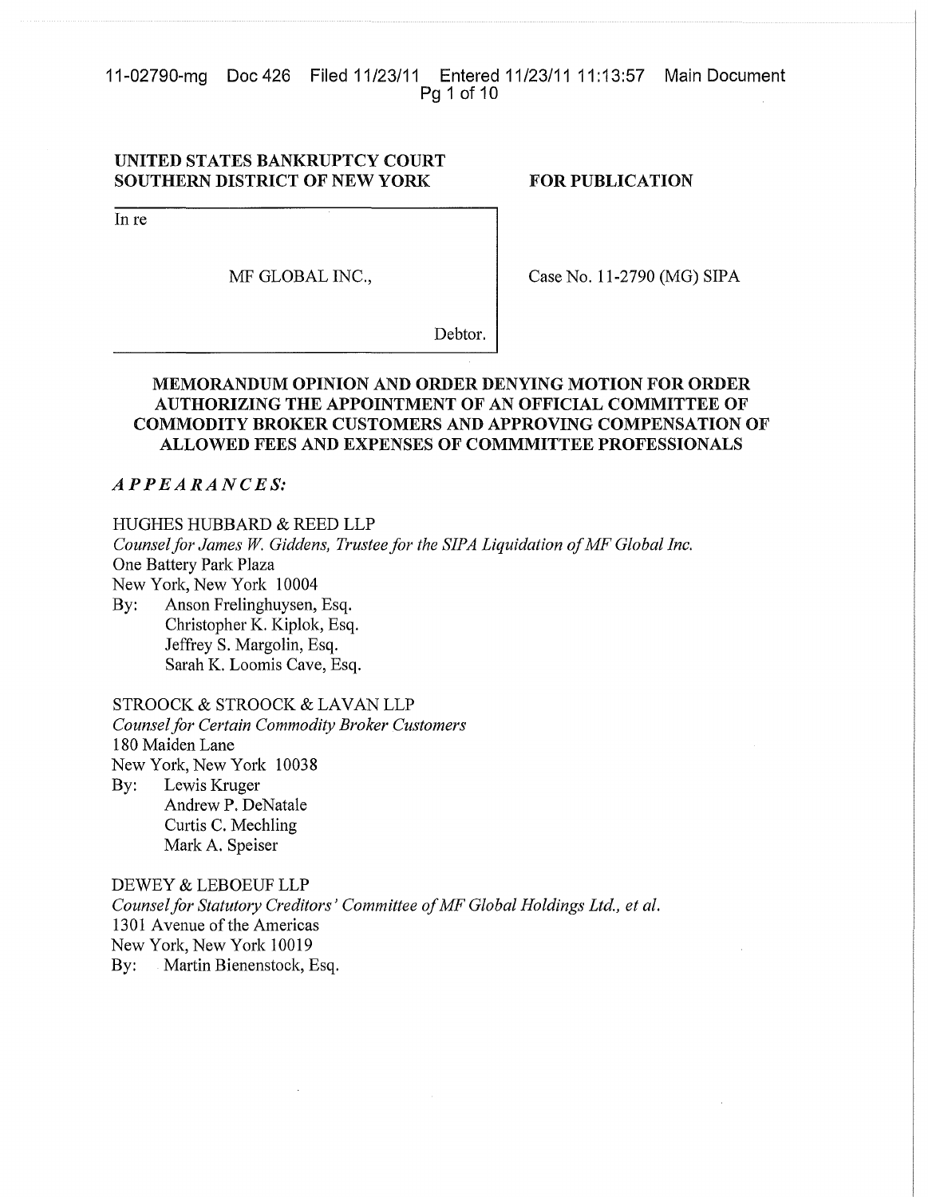**UNITED STATES BANKRUPTCY COURT**
**SOUTHERN DISTRICT OF NEW YORK**

**FOR PUBLICATION**

In re

MF GLOBAL INC.,

Debtor.

Case No. 11-2790 (MG) SIPA

## MEMORANDUM OPINION AND ORDER DENYING MOTION FOR ORDER AUTHORIZING THE APPOINTMENT OF AN OFFICIAL COMMITTEE OF COMMODITY BROKER CUSTOMERS AND APPROVING COMPENSATION OF ALLOWED FEES AND EXPENSES OF COMMMITTEE PROFESSIONALS

***APPEARANCES:***

HUGHES HUBBARD & REED LLP
*Counsel for James W. Giddens, Trustee for the SIPA Liquidation of MF Global Inc.*
One Battery Park Plaza
New York, New York 10004
By: Anson Frelinghuysen, Esq.
Christopher K. Kiplok, Esq.
Jeffrey S. Margolin, Esq.
Sarah K. Loomis Cave, Esq.

STROOCK & STROOCK & LAVAN LLP
*Counsel for Certain Commodity Broker Customers*
180 Maiden Lane
New York, New York 10038
By: Lewis Kruger
Andrew P. DeNatale
Curtis C. Mechling
Mark A. Speiser

DEWEY & LEBOEUF LLP
*Counsel for Statutory Creditors' Committee of MF Global Holdings Ltd., et al.*
1301 Avenue of the Americas
New York, New York 10019
By: Martin Bienenstock, Esq.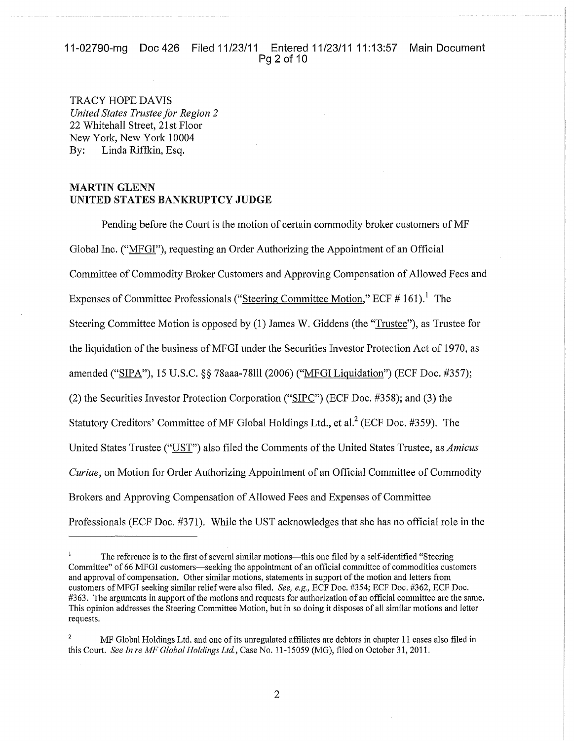TRACY HOPE DAVIS
*United States Trustee for Region 2*
22 Whitehall Street, 21st Floor
New York, New York 10004
By: Linda Riffkin, Esq.

**MARTIN GLENN**
**UNITED STATES BANKRUPTCY JUDGE**

Pending before the Court is the motion of certain commodity broker customers of MF Global Inc. ("MFGI"), requesting an Order Authorizing the Appointment of an Official Committee of Commodity Broker Customers and Approving Compensation of Allowed Fees and Expenses of Committee Professionals ("Steering Committee Motion," ECF # 161).[1] The Steering Committee Motion is opposed by (1) James W. Giddens (the "Trustee"), as Trustee for the liquidation of the business of MFGI under the Securities Investor Protection Act of 1970, as amended ("SIPA"), 15 U.S.C. §§ 78aaa-78lll (2006) ("MFGI Liquidation") (ECF Doc. #357); (2) the Securities Investor Protection Corporation ("SIPC") (ECF Doc. #358); and (3) the Statutory Creditors' Committee of MF Global Holdings Ltd., et al.[2] (ECF Doc. #359). The United States Trustee ("UST") also filed the Comments of the United States Trustee, as *Amicus Curiae*, on Motion for Order Authorizing Appointment of an Official Committee of Commodity Brokers and Approving Compensation of Allowed Fees and Expenses of Committee Professionals (ECF Doc. #371). While the UST acknowledges that she has no official role in the

---

[1] The reference is to the first of several similar motions—this one filed by a self-identified "Steering Committee" of 66 MFGI customers—seeking the appointment of an official committee of commodities customers and approval of compensation. Other similar motions, statements in support of the motion and letters from customers of MFGI seeking similar relief were also filed. *See, e.g.,* ECF Doc. #354; ECF Doc. #362, ECF Doc. #363. The arguments in support of the motions and requests for authorization of an official committee are the same. This opinion addresses the Steering Committee Motion, but in so doing it disposes of all similar motions and letter requests.

[2] MF Global Holdings Ltd. and one of its unregulated affiliates are debtors in chapter 11 cases also filed in this Court. *See In re MF Global Holdings Ltd.*, Case No. 11-15059 (MG), filed on October 31, 2011.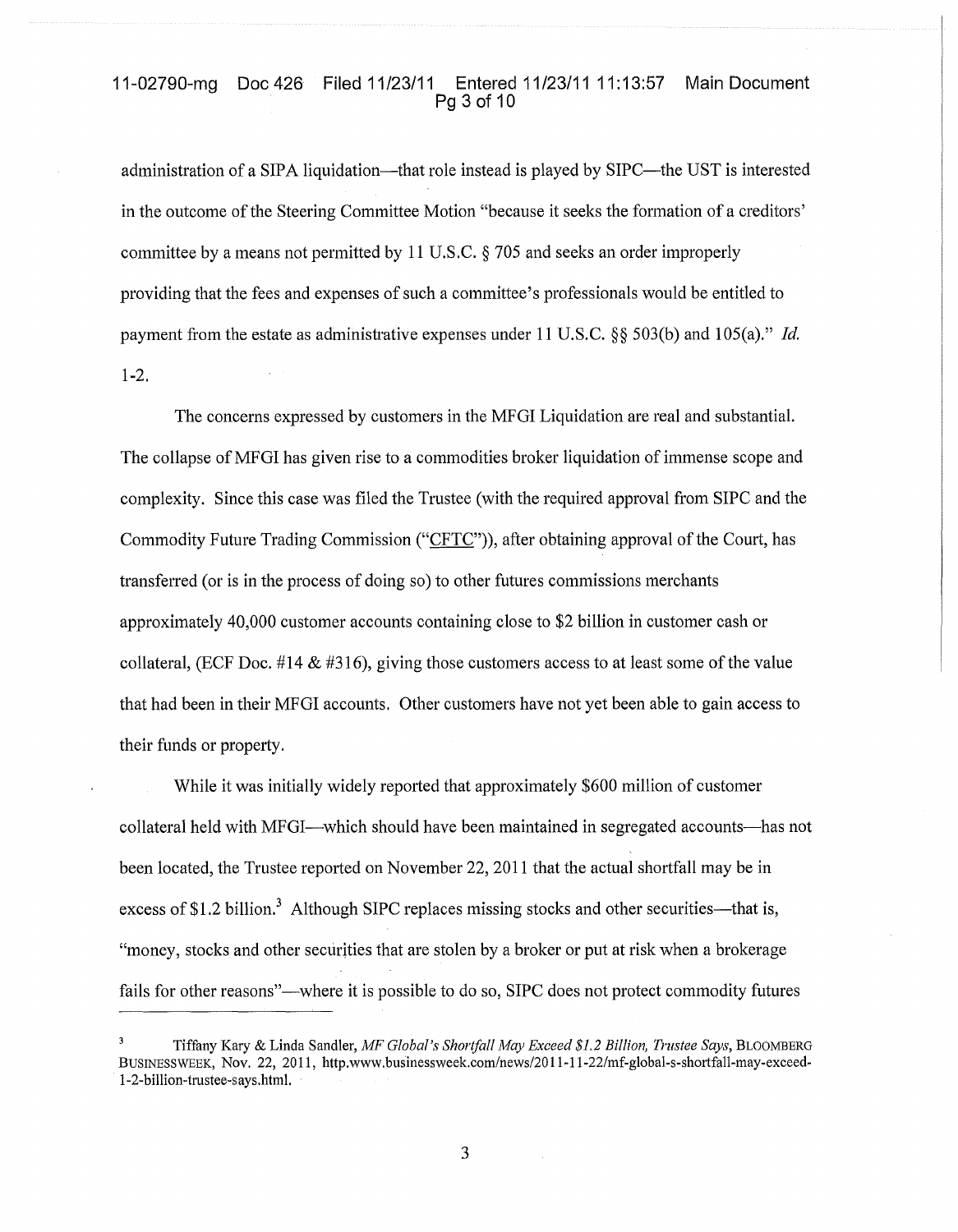administration of a SIPA liquidation—that role instead is played by SIPC—the UST is interested in the outcome of the Steering Committee Motion "because it seeks the formation of a creditors' committee by a means not permitted by 11 U.S.C. § 705 and seeks an order improperly providing that the fees and expenses of such a committee's professionals would be entitled to payment from the estate as administrative expenses under 11 U.S.C. §§ 503(b) and 105(a)." *Id.* 1-2.

The concerns expressed by customers in the MFGI Liquidation are real and substantial. The collapse of MFGI has given rise to a commodities broker liquidation of immense scope and complexity. Since this case was filed the Trustee (with the required approval from SIPC and the Commodity Future Trading Commission ("CFTC")), after obtaining approval of the Court, has transferred (or is in the process of doing so) to other futures commissions merchants approximately 40,000 customer accounts containing close to $2 billion in customer cash or collateral, (ECF Doc. #14 & #316), giving those customers access to at least some of the value that had been in their MFGI accounts. Other customers have not yet been able to gain access to their funds or property.

While it was initially widely reported that approximately $600 million of customer collateral held with MFGI—which should have been maintained in segregated accounts—has not been located, the Trustee reported on November 22, 2011 that the actual shortfall may be in excess of $1.2 billion.[3] Although SIPC replaces missing stocks and other securities—that is, "money, stocks and other securities that are stolen by a broker or put at risk when a brokerage fails for other reasons"—where it is possible to do so, SIPC does not protect commodity futures

---

[3] Tiffany Kary & Linda Sandler, *MF Global's Shortfall May Exceed $1.2 Billion, Trustee Says*, BLOOMBERG BUSINESSWEEK, Nov. 22, 2011, http.www.businessweek.com/news/2011-11-22/mf-global-s-shortfall-may-exceed-1-2-billion-trustee-says.html.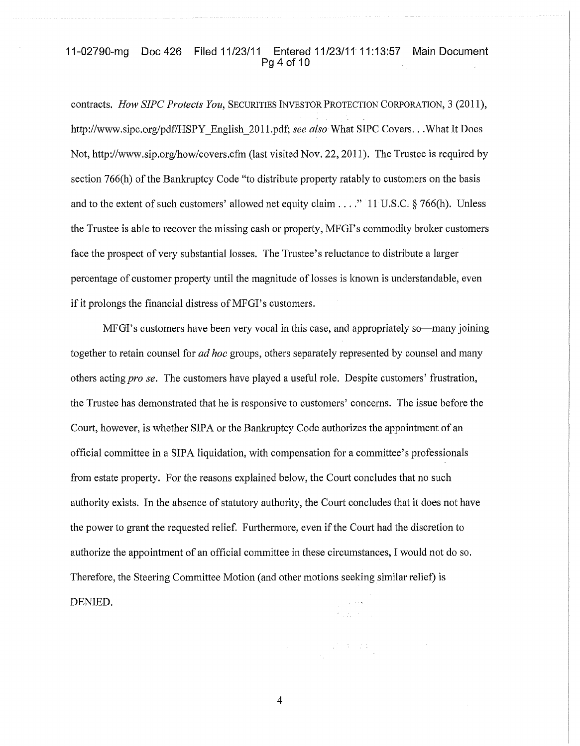contracts. *How SIPC Protects You*, SECURITIES INVESTOR PROTECTION CORPORATION, 3 (2011), http://www.sipc.org/pdf/HSPY_English_2011.pdf; *see also* What SIPC Covers. . .What It Does Not, http://www.sip.org/how/covers.cfm (last visited Nov. 22, 2011). The Trustee is required by section 766(h) of the Bankruptcy Code "to distribute property ratably to customers on the basis and to the extent of such customers' allowed net equity claim . . . ." 11 U.S.C. § 766(h). Unless the Trustee is able to recover the missing cash or property, MFGI's commodity broker customers face the prospect of very substantial losses. The Trustee's reluctance to distribute a larger percentage of customer property until the magnitude of losses is known is understandable, even if it prolongs the financial distress of MFGI's customers.

MFGI's customers have been very vocal in this case, and appropriately so—many joining together to retain counsel for *ad hoc* groups, others separately represented by counsel and many others acting *pro se*. The customers have played a useful role. Despite customers' frustration, the Trustee has demonstrated that he is responsive to customers' concerns. The issue before the Court, however, is whether SIPA or the Bankruptcy Code authorizes the appointment of an official committee in a SIPA liquidation, with compensation for a committee's professionals from estate property. For the reasons explained below, the Court concludes that no such authority exists. In the absence of statutory authority, the Court concludes that it does not have the power to grant the requested relief. Furthermore, even if the Court had the discretion to authorize the appointment of an official committee in these circumstances, I would not do so. Therefore, the Steering Committee Motion (and other motions seeking similar relief) is DENIED.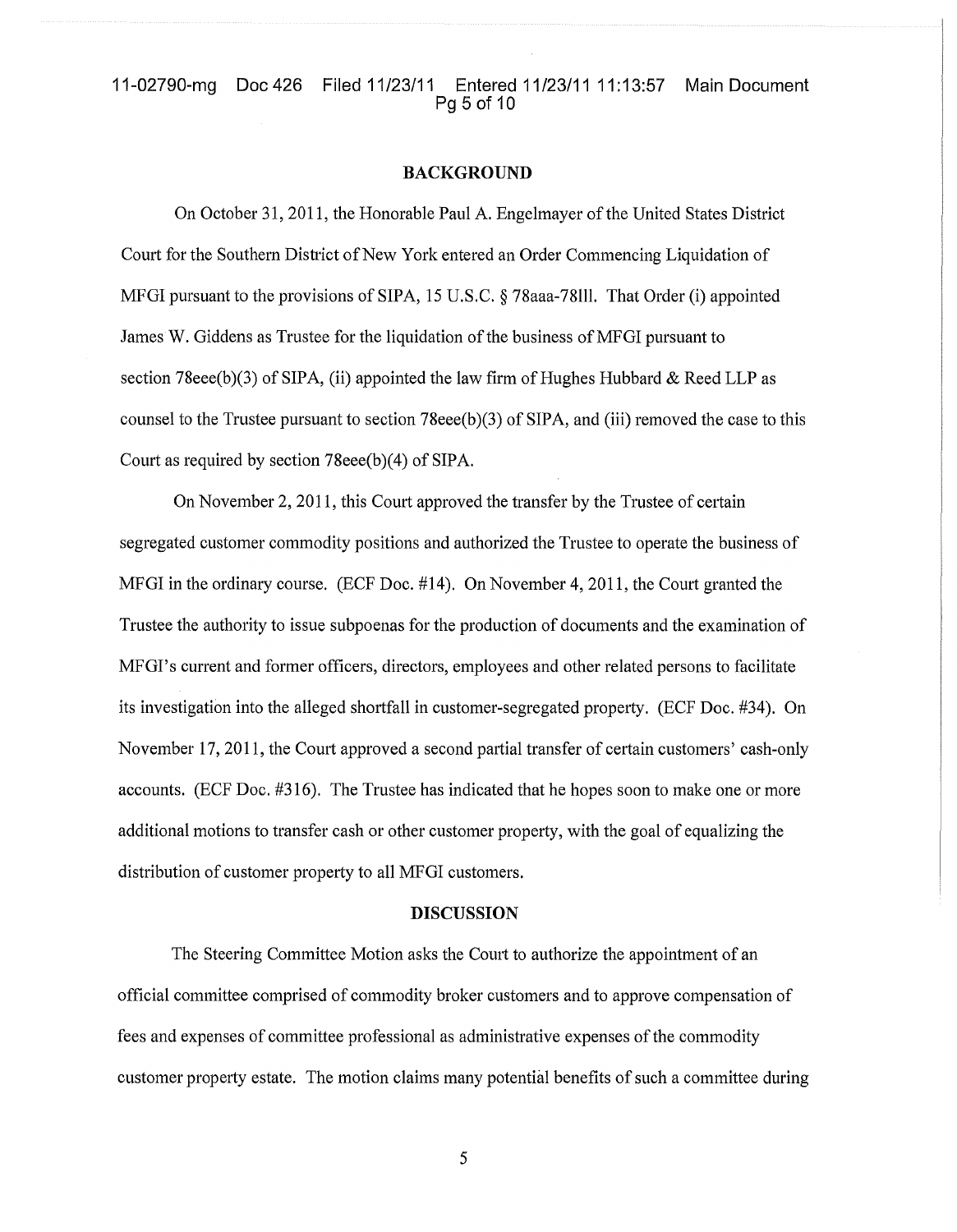## BACKGROUND

On October 31, 2011, the Honorable Paul A. Engelmayer of the United States District Court for the Southern District of New York entered an Order Commencing Liquidation of MFGI pursuant to the provisions of SIPA, 15 U.S.C. § 78aaa-78lll. That Order (i) appointed James W. Giddens as Trustee for the liquidation of the business of MFGI pursuant to section 78eee(b)(3) of SIPA, (ii) appointed the law firm of Hughes Hubbard & Reed LLP as counsel to the Trustee pursuant to section 78eee(b)(3) of SIPA, and (iii) removed the case to this Court as required by section 78eee(b)(4) of SIPA.

On November 2, 2011, this Court approved the transfer by the Trustee of certain segregated customer commodity positions and authorized the Trustee to operate the business of MFGI in the ordinary course. (ECF Doc. #14). On November 4, 2011, the Court granted the Trustee the authority to issue subpoenas for the production of documents and the examination of MFGI's current and former officers, directors, employees and other related persons to facilitate its investigation into the alleged shortfall in customer-segregated property. (ECF Doc. #34). On November 17, 2011, the Court approved a second partial transfer of certain customers' cash-only accounts. (ECF Doc. #316). The Trustee has indicated that he hopes soon to make one or more additional motions to transfer cash or other customer property, with the goal of equalizing the distribution of customer property to all MFGI customers.

## DISCUSSION

The Steering Committee Motion asks the Court to authorize the appointment of an official committee comprised of commodity broker customers and to approve compensation of fees and expenses of committee professional as administrative expenses of the commodity customer property estate. The motion claims many potential benefits of such a committee during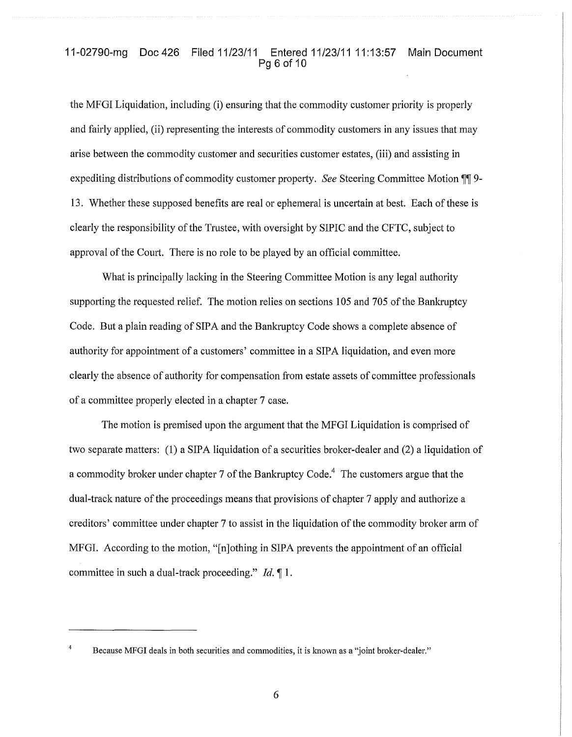the MFGI Liquidation, including (i) ensuring that the commodity customer priority is properly and fairly applied, (ii) representing the interests of commodity customers in any issues that may arise between the commodity customer and securities customer estates, (iii) and assisting in expediting distributions of commodity customer property. *See* Steering Committee Motion ¶¶ 9-13. Whether these supposed benefits are real or ephemeral is uncertain at best. Each of these is clearly the responsibility of the Trustee, with oversight by SIPIC and the CFTC, subject to approval of the Court. There is no role to be played by an official committee.

What is principally lacking in the Steering Committee Motion is any legal authority supporting the requested relief. The motion relies on sections 105 and 705 of the Bankruptcy Code. But a plain reading of SIPA and the Bankruptcy Code shows a complete absence of authority for appointment of a customers' committee in a SIPA liquidation, and even more clearly the absence of authority for compensation from estate assets of committee professionals of a committee properly elected in a chapter 7 case.

The motion is premised upon the argument that the MFGI Liquidation is comprised of two separate matters: (1) a SIPA liquidation of a securities broker-dealer and (2) a liquidation of a commodity broker under chapter 7 of the Bankruptcy Code.[4] The customers argue that the dual-track nature of the proceedings means that provisions of chapter 7 apply and authorize a creditors' committee under chapter 7 to assist in the liquidation of the commodity broker arm of MFGI. According to the motion, "[n]othing in SIPA prevents the appointment of an official committee in such a dual-track proceeding." *Id.* ¶ 1.

---

[4] Because MFGI deals in both securities and commodities, it is known as a "joint broker-dealer."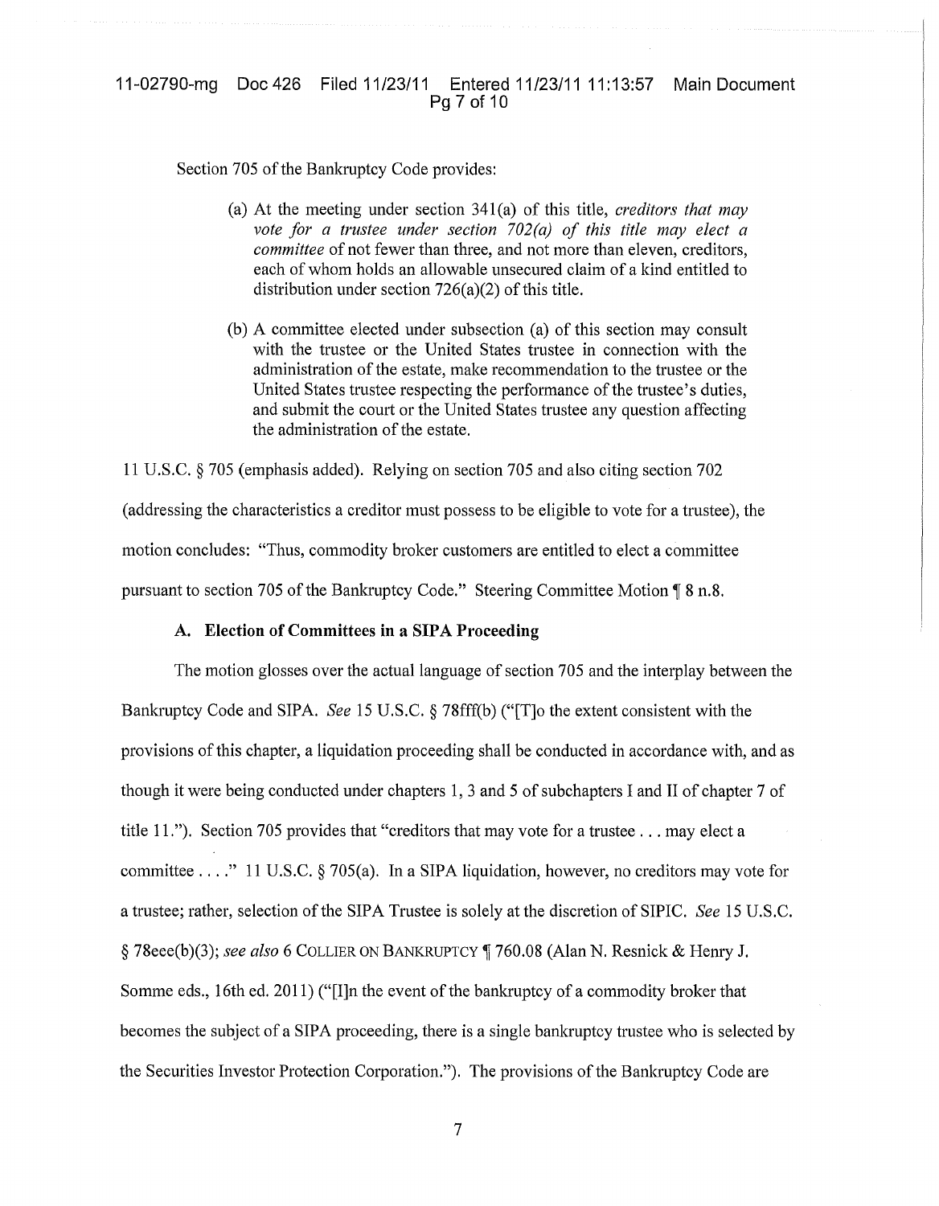Section 705 of the Bankruptcy Code provides:

> (a) At the meeting under section 341(a) of this title, *creditors that may vote for a trustee under section 702(a) of this title may elect a committee* of not fewer than three, and not more than eleven, creditors, each of whom holds an allowable unsecured claim of a kind entitled to distribution under section 726(a)(2) of this title.
>
> (b) A committee elected under subsection (a) of this section may consult with the trustee or the United States trustee in connection with the administration of the estate, make recommendation to the trustee or the United States trustee respecting the performance of the trustee's duties, and submit the court or the United States trustee any question affecting the administration of the estate.

11 U.S.C. § 705 (emphasis added). Relying on section 705 and also citing section 702 (addressing the characteristics a creditor must possess to be eligible to vote for a trustee), the motion concludes: "Thus, commodity broker customers are entitled to elect a committee pursuant to section 705 of the Bankruptcy Code." Steering Committee Motion ¶ 8 n.8.

### A. Election of Committees in a SIPA Proceeding

The motion glosses over the actual language of section 705 and the interplay between the Bankruptcy Code and SIPA. *See* 15 U.S.C. § 78fff(b) ("[T]o the extent consistent with the provisions of this chapter, a liquidation proceeding shall be conducted in accordance with, and as though it were being conducted under chapters 1, 3 and 5 of subchapters I and II of chapter 7 of title 11."). Section 705 provides that "creditors that may vote for a trustee . . . may elect a committee . . . ." 11 U.S.C. § 705(a). In a SIPA liquidation, however, no creditors may vote for a trustee; rather, selection of the SIPA Trustee is solely at the discretion of SIPIC. *See* 15 U.S.C. § 78eee(b)(3); *see also* 6 COLLIER ON BANKRUPTCY ¶ 760.08 (Alan N. Resnick & Henry J. Somme eds., 16th ed. 2011) ("[I]n the event of the bankruptcy of a commodity broker that becomes the subject of a SIPA proceeding, there is a single bankruptcy trustee who is selected by the Securities Investor Protection Corporation."). The provisions of the Bankruptcy Code are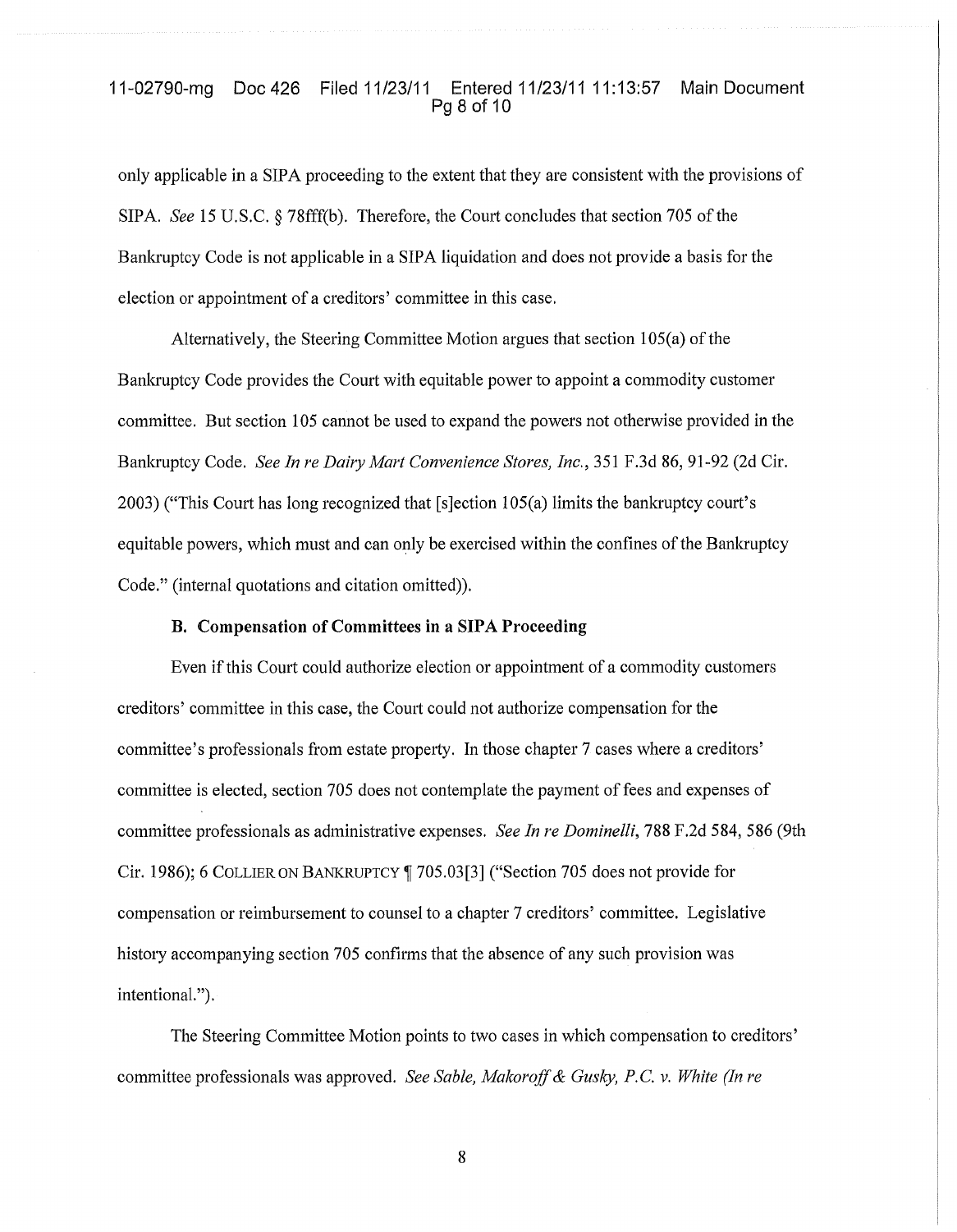only applicable in a SIPA proceeding to the extent that they are consistent with the provisions of SIPA. *See* 15 U.S.C. § 78fff(b). Therefore, the Court concludes that section 705 of the Bankruptcy Code is not applicable in a SIPA liquidation and does not provide a basis for the election or appointment of a creditors' committee in this case.

Alternatively, the Steering Committee Motion argues that section 105(a) of the Bankruptcy Code provides the Court with equitable power to appoint a commodity customer committee. But section 105 cannot be used to expand the powers not otherwise provided in the Bankruptcy Code. *See In re Dairy Mart Convenience Stores, Inc.*, 351 F.3d 86, 91-92 (2d Cir. 2003) ("This Court has long recognized that [s]ection 105(a) limits the bankruptcy court's equitable powers, which must and can only be exercised within the confines of the Bankruptcy Code." (internal quotations and citation omitted)).

### B. Compensation of Committees in a SIPA Proceeding

Even if this Court could authorize election or appointment of a commodity customers creditors' committee in this case, the Court could not authorize compensation for the committee's professionals from estate property. In those chapter 7 cases where a creditors' committee is elected, section 705 does not contemplate the payment of fees and expenses of committee professionals as administrative expenses. *See In re Dominelli*, 788 F.2d 584, 586 (9th Cir. 1986); 6 COLLIER ON BANKRUPTCY ¶ 705.03[3] ("Section 705 does not provide for compensation or reimbursement to counsel to a chapter 7 creditors' committee. Legislative history accompanying section 705 confirms that the absence of any such provision was intentional.").

The Steering Committee Motion points to two cases in which compensation to creditors' committee professionals was approved. *See Sable, Makoroff & Gusky, P.C. v. White (In re*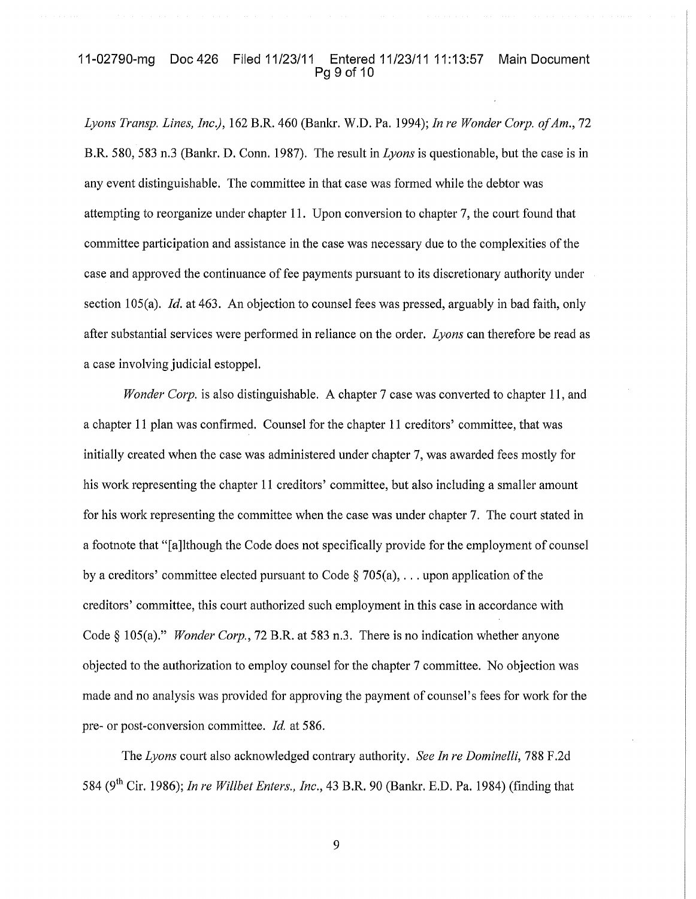*Lyons Transp. Lines, Inc.)*, 162 B.R. 460 (Bankr. W.D. Pa. 1994); *In re Wonder Corp. of Am.*, 72 B.R. 580, 583 n.3 (Bankr. D. Conn. 1987). The result in *Lyons* is questionable, but the case is in any event distinguishable. The committee in that case was formed while the debtor was attempting to reorganize under chapter 11. Upon conversion to chapter 7, the court found that committee participation and assistance in the case was necessary due to the complexities of the case and approved the continuance of fee payments pursuant to its discretionary authority under section 105(a). *Id.* at 463. An objection to counsel fees was pressed, arguably in bad faith, only after substantial services were performed in reliance on the order. *Lyons* can therefore be read as a case involving judicial estoppel.

*Wonder Corp.* is also distinguishable. A chapter 7 case was converted to chapter 11, and a chapter 11 plan was confirmed. Counsel for the chapter 11 creditors' committee, that was initially created when the case was administered under chapter 7, was awarded fees mostly for his work representing the chapter 11 creditors' committee, but also including a smaller amount for his work representing the committee when the case was under chapter 7. The court stated in a footnote that "[a]lthough the Code does not specifically provide for the employment of counsel by a creditors' committee elected pursuant to Code § 705(a), . . . upon application of the creditors' committee, this court authorized such employment in this case in accordance with Code § 105(a)." *Wonder Corp.*, 72 B.R. at 583 n.3. There is no indication whether anyone objected to the authorization to employ counsel for the chapter 7 committee. No objection was made and no analysis was provided for approving the payment of counsel's fees for work for the pre- or post-conversion committee. *Id.* at 586.

The *Lyons* court also acknowledged contrary authority. *See In re Dominelli*, 788 F.2d 584 (9th Cir. 1986); *In re Willbet Enters., Inc.*, 43 B.R. 90 (Bankr. E.D. Pa. 1984) (finding that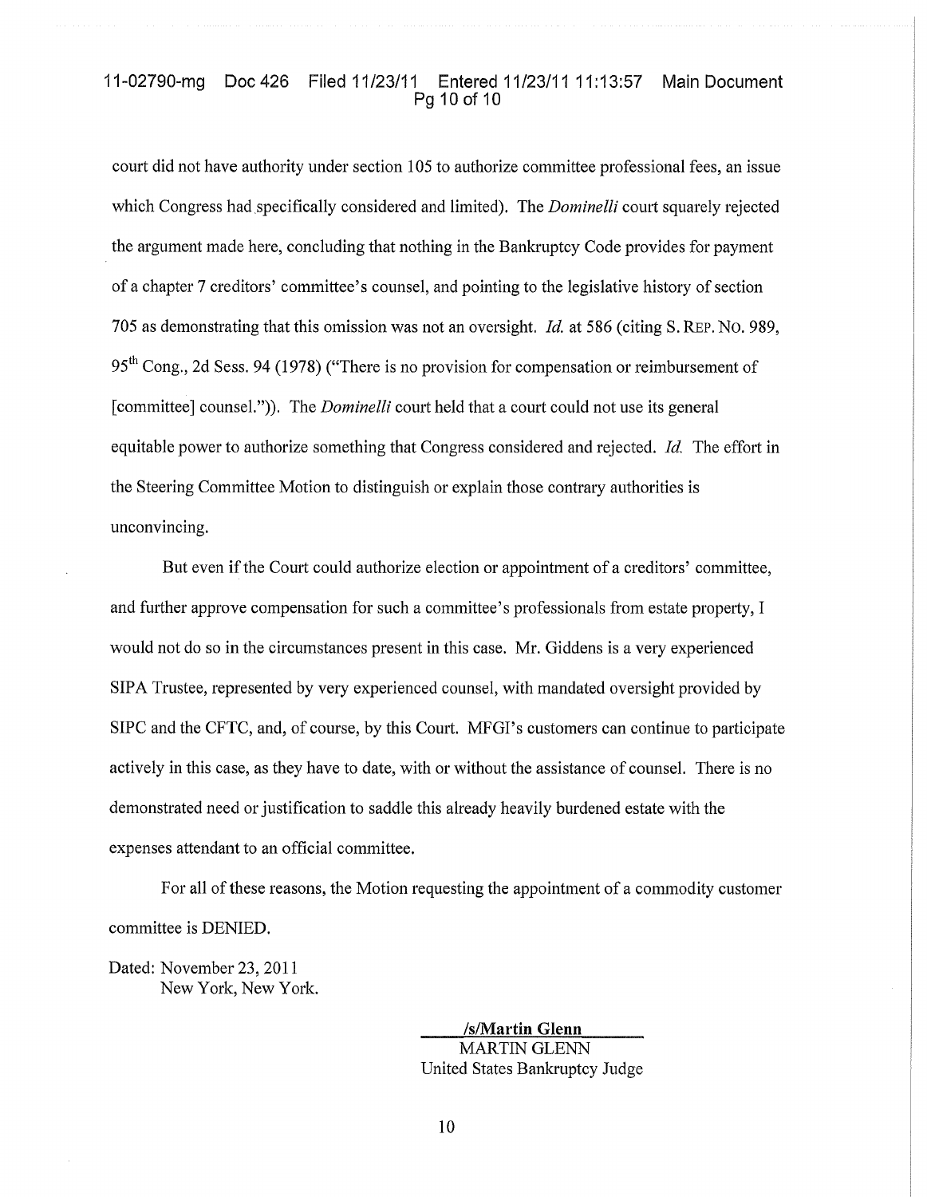court did not have authority under section 105 to authorize committee professional fees, an issue which Congress had specifically considered and limited). The *Dominelli* court squarely rejected the argument made here, concluding that nothing in the Bankruptcy Code provides for payment of a chapter 7 creditors' committee's counsel, and pointing to the legislative history of section 705 as demonstrating that this omission was not an oversight. *Id.* at 586 (citing S. REP. NO. 989, 95th Cong., 2d Sess. 94 (1978) ("There is no provision for compensation or reimbursement of [committee] counsel.")). The *Dominelli* court held that a court could not use its general equitable power to authorize something that Congress considered and rejected. *Id.* The effort in the Steering Committee Motion to distinguish or explain those contrary authorities is unconvincing.

But even if the Court could authorize election or appointment of a creditors' committee, and further approve compensation for such a committee's professionals from estate property, I would not do so in the circumstances present in this case. Mr. Giddens is a very experienced SIPA Trustee, represented by very experienced counsel, with mandated oversight provided by SIPC and the CFTC, and, of course, by this Court. MFGI's customers can continue to participate actively in this case, as they have to date, with or without the assistance of counsel. There is no demonstrated need or justification to saddle this already heavily burdened estate with the expenses attendant to an official committee.

For all of these reasons, the Motion requesting the appointment of a commodity customer committee is DENIED.

Dated: November 23, 2011
New York, New York.

**/s/Martin Glenn**
MARTIN GLENN
United States Bankruptcy Judge